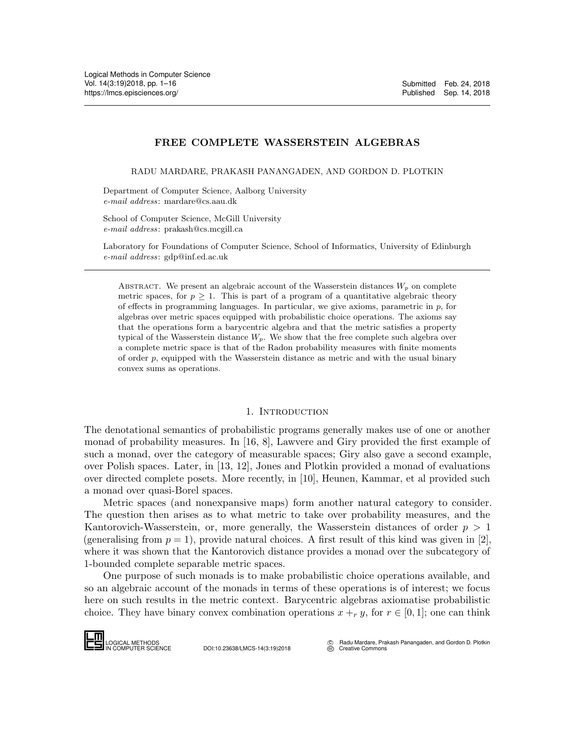# FREE COMPLETE WASSERSTEIN ALGEBRAS

RADU MARDARE, PRAKASH PANANGADEN, AND GORDON D. PLOTKIN

Department of Computer Science, Aalborg University
*e-mail address*: mardare@cs.aau.dk

School of Computer Science, McGill University
*e-mail address*: prakash@cs.mcgill.ca

Laboratory for Foundations of Computer Science, School of Informatics, University of Edinburgh
*e-mail address*: gdp@inf.ed.ac.uk

ABSTRACT. We present an algebraic account of the Wasserstein distances $W_p$ on complete metric spaces, for $p \geq 1$. This is part of a program of a quantitative algebraic theory of effects in programming languages. In particular, we give axioms, parametric in $p$, for algebras over metric spaces equipped with probabilistic choice operations. The axioms say that the operations form a barycentric algebra and that the metric satisfies a property typical of the Wasserstein distance $W_p$. We show that the free complete such algebra over a complete metric space is that of the Radon probability measures with finite moments of order $p$, equipped with the Wasserstein distance as metric and with the usual binary convex sums as operations.

## 1. Introduction

The denotational semantics of probabilistic programs generally makes use of one or another monad of probability measures. In [16, 8], Lawvere and Giry provided the first example of such a monad, over the category of measurable spaces; Giry also gave a second example, over Polish spaces. Later, in [13, 12], Jones and Plotkin provided a monad of evaluations over directed complete posets. More recently, in [10], Heunen, Kammar, et al provided such a monad over quasi-Borel spaces.

Metric spaces (and nonexpansive maps) form another natural category to consider. The question then arises as to what metric to take over probability measures, and the Kantorovich-Wasserstein, or, more generally, the Wasserstein distances of order $p > 1$ (generalising from $p = 1$), provide natural choices. A first result of this kind was given in [2], where it was shown that the Kantorovich distance provides a monad over the subcategory of 1-bounded complete separable metric spaces.

One purpose of such monads is to make probabilistic choice operations available, and so an algebraic account of the monads in terms of these operations is of interest; we focus here on such results in the metric context. Barycentric algebras axiomatise probabilistic choice. They have binary convex combination operations $x +_r y$, for $r \in [0, 1]$; one can think

LOGICAL METHODS IN COMPUTER SCIENCE DOI:10.23638/LMCS-14(3:19)2018 © Radu Mardare, Prakash Panangaden, and Gordon D. Plotkin Creative Commons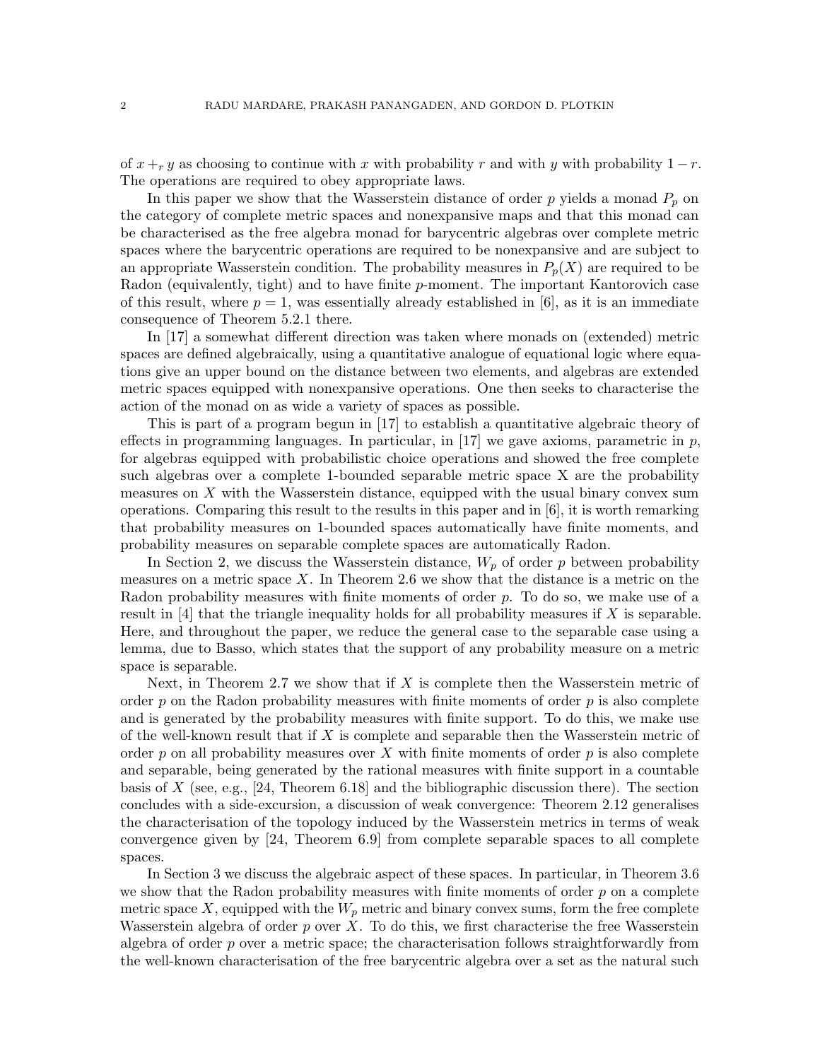of $x +_r y$ as choosing to continue with $x$ with probability $r$ and with $y$ with probability $1 - r$. The operations are required to obey appropriate laws.

In this paper we show that the Wasserstein distance of order $p$ yields a monad $P_p$ on the category of complete metric spaces and nonexpansive maps and that this monad can be characterised as the free algebra monad for barycentric algebras over complete metric spaces where the barycentric operations are required to be nonexpansive and are subject to an appropriate Wasserstein condition. The probability measures in $P_p(X)$ are required to be Radon (equivalently, tight) and to have finite $p$-moment. The important Kantorovich case of this result, where $p = 1$, was essentially already established in [6], as it is an immediate consequence of Theorem 5.2.1 there.

In [17] a somewhat different direction was taken where monads on (extended) metric spaces are defined algebraically, using a quantitative analogue of equational logic where equations give an upper bound on the distance between two elements, and algebras are extended metric spaces equipped with nonexpansive operations. One then seeks to characterise the action of the monad on as wide a variety of spaces as possible.

This is part of a program begun in [17] to establish a quantitative algebraic theory of effects in programming languages. In particular, in [17] we gave axioms, parametric in $p$, for algebras equipped with probabilistic choice operations and showed the free complete such algebras over a complete 1-bounded separable metric space X are the probability measures on $X$ with the Wasserstein distance, equipped with the usual binary convex sum operations. Comparing this result to the results in this paper and in [6], it is worth remarking that probability measures on 1-bounded spaces automatically have finite moments, and probability measures on separable complete spaces are automatically Radon.

In Section 2, we discuss the Wasserstein distance, $W_p$ of order $p$ between probability measures on a metric space $X$. In Theorem 2.6 we show that the distance is a metric on the Radon probability measures with finite moments of order $p$. To do so, we make use of a result in [4] that the triangle inequality holds for all probability measures if $X$ is separable. Here, and throughout the paper, we reduce the general case to the separable case using a lemma, due to Basso, which states that the support of any probability measure on a metric space is separable.

Next, in Theorem 2.7 we show that if $X$ is complete then the Wasserstein metric of order $p$ on the Radon probability measures with finite moments of order $p$ is also complete and is generated by the probability measures with finite support. To do this, we make use of the well-known result that if $X$ is complete and separable then the Wasserstein metric of order $p$ on all probability measures over $X$ with finite moments of order $p$ is also complete and separable, being generated by the rational measures with finite support in a countable basis of $X$ (see, e.g., [24, Theorem 6.18] and the bibliographic discussion there). The section concludes with a side-excursion, a discussion of weak convergence: Theorem 2.12 generalises the characterisation of the topology induced by the Wasserstein metrics in terms of weak convergence given by [24, Theorem 6.9] from complete separable spaces to all complete spaces.

In Section 3 we discuss the algebraic aspect of these spaces. In particular, in Theorem 3.6 we show that the Radon probability measures with finite moments of order $p$ on a complete metric space $X$, equipped with the $W_p$ metric and binary convex sums, form the free complete Wasserstein algebra of order $p$ over $X$. To do this, we first characterise the free Wasserstein algebra of order $p$ over a metric space; the characterisation follows straightforwardly from the well-known characterisation of the free barycentric algebra over a set as the natural such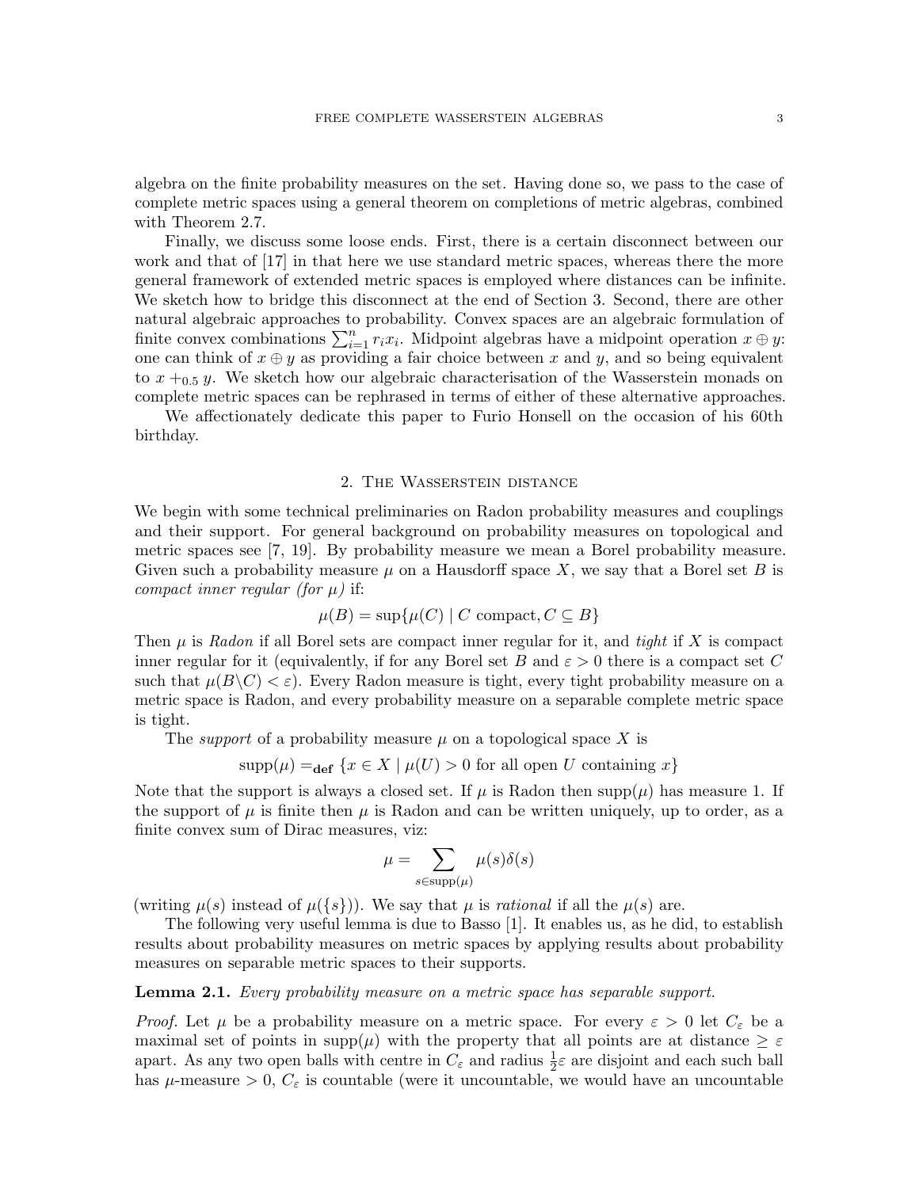algebra on the finite probability measures on the set. Having done so, we pass to the case of complete metric spaces using a general theorem on completions of metric algebras, combined with Theorem 2.7.

Finally, we discuss some loose ends. First, there is a certain disconnect between our work and that of [17] in that here we use standard metric spaces, whereas there the more general framework of extended metric spaces is employed where distances can be infinite. We sketch how to bridge this disconnect at the end of Section 3. Second, there are other natural algebraic approaches to probability. Convex spaces are an algebraic formulation of finite convex combinations $\sum_{i=1}^{n} r_i x_i$. Midpoint algebras have a midpoint operation $x \oplus y$: one can think of $x \oplus y$ as providing a fair choice between $x$ and $y$, and so being equivalent to $x +_{0.5} y$. We sketch how our algebraic characterisation of the Wasserstein monads on complete metric spaces can be rephrased in terms of either of these alternative approaches.

We affectionately dedicate this paper to Furio Honsell on the occasion of his 60th birthday.

## 2. The Wasserstein distance

We begin with some technical preliminaries on Radon probability measures and couplings and their support. For general background on probability measures on topological and metric spaces see [7, 19]. By probability measure we mean a Borel probability measure. Given such a probability measure $\mu$ on a Hausdorff space $X$, we say that a Borel set $B$ is *compact inner regular (for $\mu$)* if:

$$\mu(B) = \sup\{\mu(C) \mid C \text{ compact}, C \subseteq B\}$$

Then $\mu$ is *Radon* if all Borel sets are compact inner regular for it, and *tight* if $X$ is compact inner regular for it (equivalently, if for any Borel set $B$ and $\varepsilon > 0$ there is a compact set $C$ such that $\mu(B \backslash C) < \varepsilon$). Every Radon measure is tight, every tight probability measure on a metric space is Radon, and every probability measure on a separable complete metric space is tight.

The *support* of a probability measure $\mu$ on a topological space $X$ is

$$\mathrm{supp}(\mu) =_{\mathbf{def}} \{x \in X \mid \mu(U) > 0 \text{ for all open } U \text{ containing } x\}$$

Note that the support is always a closed set. If $\mu$ is Radon then $\mathrm{supp}(\mu)$ has measure 1. If the support of $\mu$ is finite then $\mu$ is Radon and can be written uniquely, up to order, as a finite convex sum of Dirac measures, viz:

$$\mu = \sum_{s \in \mathrm{supp}(\mu)} \mu(s)\delta(s)$$

(writing $\mu(s)$ instead of $\mu(\{s\})$). We say that $\mu$ is *rational* if all the $\mu(s)$ are.

The following very useful lemma is due to Basso [1]. It enables us, as he did, to establish results about probability measures on metric spaces by applying results about probability measures on separable metric spaces to their supports.

**Lemma 2.1.** *Every probability measure on a metric space has separable support.*

*Proof.* Let $\mu$ be a probability measure on a metric space. For every $\varepsilon > 0$ let $C_\varepsilon$ be a maximal set of points in $\mathrm{supp}(\mu)$ with the property that all points are at distance $\geq \varepsilon$ apart. As any two open balls with centre in $C_\varepsilon$ and radius $\frac{1}{2}\varepsilon$ are disjoint and each such ball has $\mu$-measure $> 0$, $C_\varepsilon$ is countable (were it uncountable, we would have an uncountable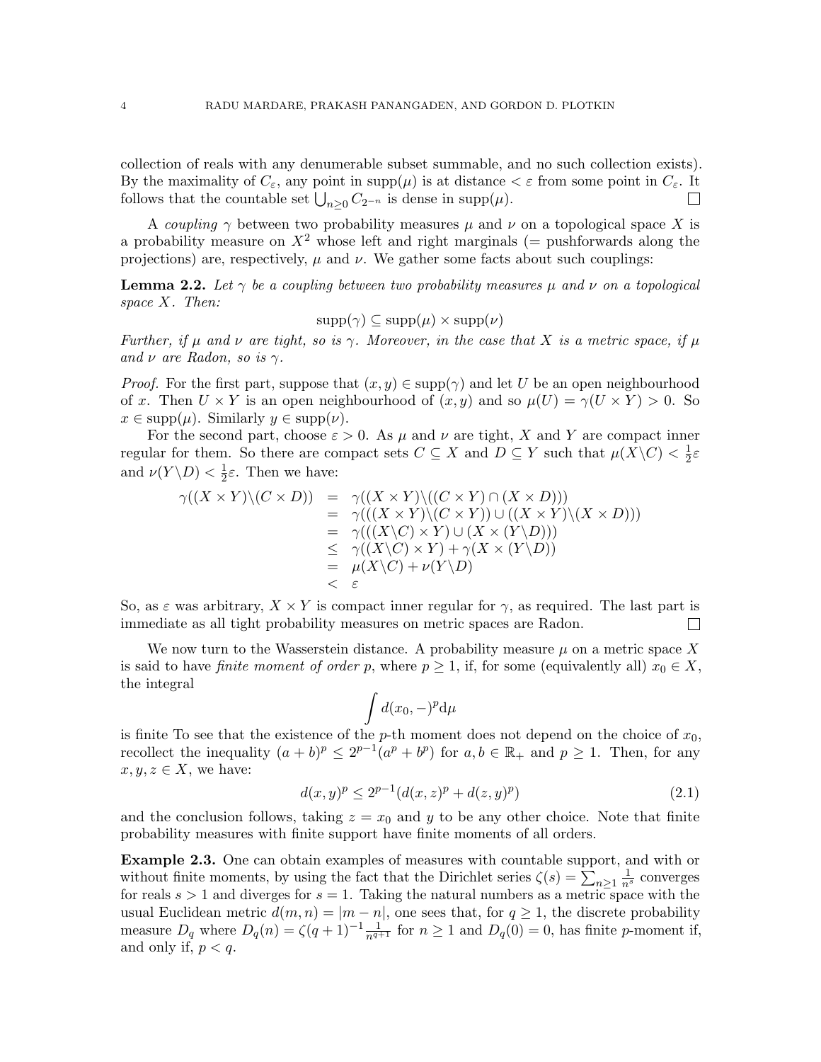collection of reals with any denumerable subset summable, and no such collection exists). By the maximality of $C_\varepsilon$, any point in $\mathrm{supp}(\mu)$ is at distance $< \varepsilon$ from some point in $C_\varepsilon$. It follows that the countable set $\bigcup_{n \geq 0} C_{2^{-n}}$ is dense in $\mathrm{supp}(\mu)$. $\square$

A *coupling* $\gamma$ between two probability measures $\mu$ and $\nu$ on a topological space $X$ is a probability measure on $X^2$ whose left and right marginals (= pushforwards along the projections) are, respectively, $\mu$ and $\nu$. We gather some facts about such couplings:

**Lemma 2.2.** *Let $\gamma$ be a coupling between two probability measures $\mu$ and $\nu$ on a topological space $X$. Then:*

$$\mathrm{supp}(\gamma) \subseteq \mathrm{supp}(\mu) \times \mathrm{supp}(\nu)$$

*Further, if $\mu$ and $\nu$ are tight, so is $\gamma$. Moreover, in the case that $X$ is a metric space, if $\mu$ and $\nu$ are Radon, so is $\gamma$.*

*Proof.* For the first part, suppose that $(x, y) \in \mathrm{supp}(\gamma)$ and let $U$ be an open neighbourhood of $x$. Then $U \times Y$ is an open neighbourhood of $(x, y)$ and so $\mu(U) = \gamma(U \times Y) > 0$. So $x \in \mathrm{supp}(\mu)$. Similarly $y \in \mathrm{supp}(\nu)$.

For the second part, choose $\varepsilon > 0$. As $\mu$ and $\nu$ are tight, $X$ and $Y$ are compact inner regular for them. So there are compact sets $C \subseteq X$ and $D \subseteq Y$ such that $\mu(X \backslash C) < \frac{1}{2}\varepsilon$ and $\nu(Y \backslash D) < \frac{1}{2}\varepsilon$. Then we have:

$$\begin{array}{rcl}
\gamma((X \times Y)\backslash(C \times D)) & = & \gamma((X \times Y)\backslash((C \times Y) \cap (X \times D))) \\
& = & \gamma(((X \times Y)\backslash(C \times Y)) \cup ((X \times Y)\backslash(X \times D))) \\
& = & \gamma(((X\backslash C) \times Y) \cup (X \times (Y\backslash D))) \\
& \leq & \gamma((X\backslash C) \times Y) + \gamma(X \times (Y\backslash D)) \\
& = & \mu(X\backslash C) + \nu(Y\backslash D) \\
& < & \varepsilon
\end{array}$$

So, as $\varepsilon$ was arbitrary, $X \times Y$ is compact inner regular for $\gamma$, as required. The last part is immediate as all tight probability measures on metric spaces are Radon. $\square$

We now turn to the Wasserstein distance. A probability measure $\mu$ on a metric space $X$ is said to have *finite moment of order $p$*, where $p \geq 1$, if, for some (equivalently all) $x_0 \in X$, the integral

$$\int d(x_0, -)^p \mathrm{d}\mu$$

is finite To see that the existence of the $p$-th moment does not depend on the choice of $x_0$, recollect the inequality $(a + b)^p \leq 2^{p-1}(a^p + b^p)$ for $a, b \in \mathbb{R}_+$ and $p \geq 1$. Then, for any $x, y, z \in X$, we have:

$$d(x, y)^p \leq 2^{p-1}(d(x, z)^p + d(z, y)^p) \tag{2.1}$$

and the conclusion follows, taking $z = x_0$ and $y$ to be any other choice. Note that finite probability measures with finite support have finite moments of all orders.

**Example 2.3.** One can obtain examples of measures with countable support, and with or without finite moments, by using the fact that the Dirichlet series $\zeta(s) = \sum_{n \geq 1} \frac{1}{n^s}$ converges for reals $s > 1$ and diverges for $s = 1$. Taking the natural numbers as a metric space with the usual Euclidean metric $d(m, n) = |m - n|$, one sees that, for $q \geq 1$, the discrete probability measure $D_q$ where $D_q(n) = \zeta(q+1)^{-1} \frac{1}{n^{q+1}}$ for $n \geq 1$ and $D_q(0) = 0$, has finite $p$-moment if, and only if, $p < q$.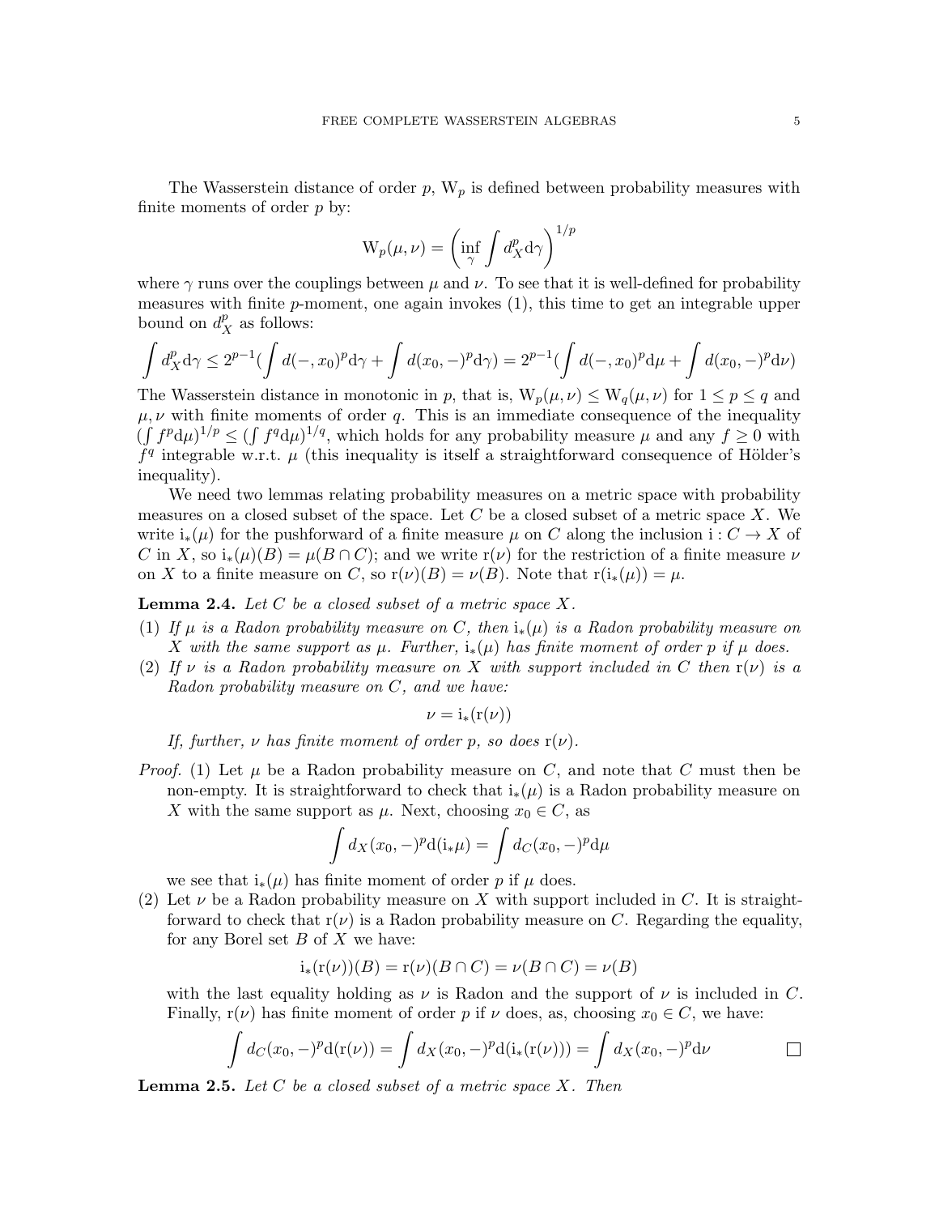The Wasserstein distance of order $p$, $\mathrm{W}_p$ is defined between probability measures with finite moments of order $p$ by:

$$\mathrm{W}_p(\mu,\nu) = \left(\inf_{\gamma} \int d_X^p \mathrm{d}\gamma\right)^{1/p}$$

where $\gamma$ runs over the couplings between $\mu$ and $\nu$. To see that it is well-defined for probability measures with finite $p$-moment, one again invokes (1), this time to get an integrable upper bound on $d_X^p$ as follows:

$$\int d_X^p \mathrm{d}\gamma \leq 2^{p-1}\left(\int d(-,x_0)^p \mathrm{d}\gamma + \int d(x_0,-)^p \mathrm{d}\gamma\right) = 2^{p-1}\left(\int d(-,x_0)^p \mathrm{d}\mu + \int d(x_0,-)^p \mathrm{d}\nu\right)$$

The Wasserstein distance in monotonic in $p$, that is, $\mathrm{W}_p(\mu,\nu) \leq \mathrm{W}_q(\mu,\nu)$ for $1 \leq p \leq q$ and $\mu, \nu$ with finite moments of order $q$. This is an immediate consequence of the inequality $(\int f^p \mathrm{d}\mu)^{1/p} \leq (\int f^q \mathrm{d}\mu)^{1/q}$, which holds for any probability measure $\mu$ and any $f \geq 0$ with $f^q$ integrable w.r.t. $\mu$ (this inequality is itself a straightforward consequence of Hölder's inequality).

We need two lemmas relating probability measures on a metric space with probability measures on a closed subset of the space. Let $C$ be a closed subset of a metric space $X$. We write $\mathrm{i}_*(\mu)$ for the pushforward of a finite measure $\mu$ on $C$ along the inclusion $\mathrm{i} : C \to X$ of $C$ in $X$, so $\mathrm{i}_*(\mu)(B) = \mu(B \cap C)$; and we write $\mathrm{r}(\nu)$ for the restriction of a finite measure $\nu$ on $X$ to a finite measure on $C$, so $\mathrm{r}(\nu)(B) = \nu(B)$. Note that $\mathrm{r}(\mathrm{i}_*(\mu)) = \mu$.

**Lemma 2.4.** *Let $C$ be a closed subset of a metric space $X$.*

1. *If $\mu$ is a Radon probability measure on $C$, then $\mathrm{i}_*(\mu)$ is a Radon probability measure on $X$ with the same support as $\mu$. Further, $\mathrm{i}_*(\mu)$ has finite moment of order $p$ if $\mu$ does.*
2. *If $\nu$ is a Radon probability measure on $X$ with support included in $C$ then $\mathrm{r}(\nu)$ is a Radon probability measure on $C$, and we have:*

$$\nu = \mathrm{i}_*(\mathrm{r}(\nu))$$

*If, further, $\nu$ has finite moment of order $p$, so does $\mathrm{r}(\nu)$.*

*Proof.* (1) Let $\mu$ be a Radon probability measure on $C$, and note that $C$ must then be non-empty. It is straightforward to check that $\mathrm{i}_*(\mu)$ is a Radon probability measure on $X$ with the same support as $\mu$. Next, choosing $x_0 \in C$, as

$$\int d_X(x_0,-)^p \mathrm{d}(\mathrm{i}_*\mu) = \int d_C(x_0,-)^p \mathrm{d}\mu$$

we see that $\mathrm{i}_*(\mu)$ has finite moment of order $p$ if $\mu$ does.

(2) Let $\nu$ be a Radon probability measure on $X$ with support included in $C$. It is straightforward to check that $\mathrm{r}(\nu)$ is a Radon probability measure on $C$. Regarding the equality, for any Borel set $B$ of $X$ we have:

$$\mathrm{i}_*(\mathrm{r}(\nu))(B) = \mathrm{r}(\nu)(B \cap C) = \nu(B \cap C) = \nu(B)$$

with the last equality holding as $\nu$ is Radon and the support of $\nu$ is included in $C$. Finally, $\mathrm{r}(\nu)$ has finite moment of order $p$ if $\nu$ does, as, choosing $x_0 \in C$, we have:

$$\int d_C(x_0,-)^p \mathrm{d}(\mathrm{r}(\nu)) = \int d_X(x_0,-)^p \mathrm{d}(\mathrm{i}_*(\mathrm{r}(\nu))) = \int d_X(x_0,-)^p \mathrm{d}\nu$$

□

**Lemma 2.5.** *Let $C$ be a closed subset of a metric space $X$. Then*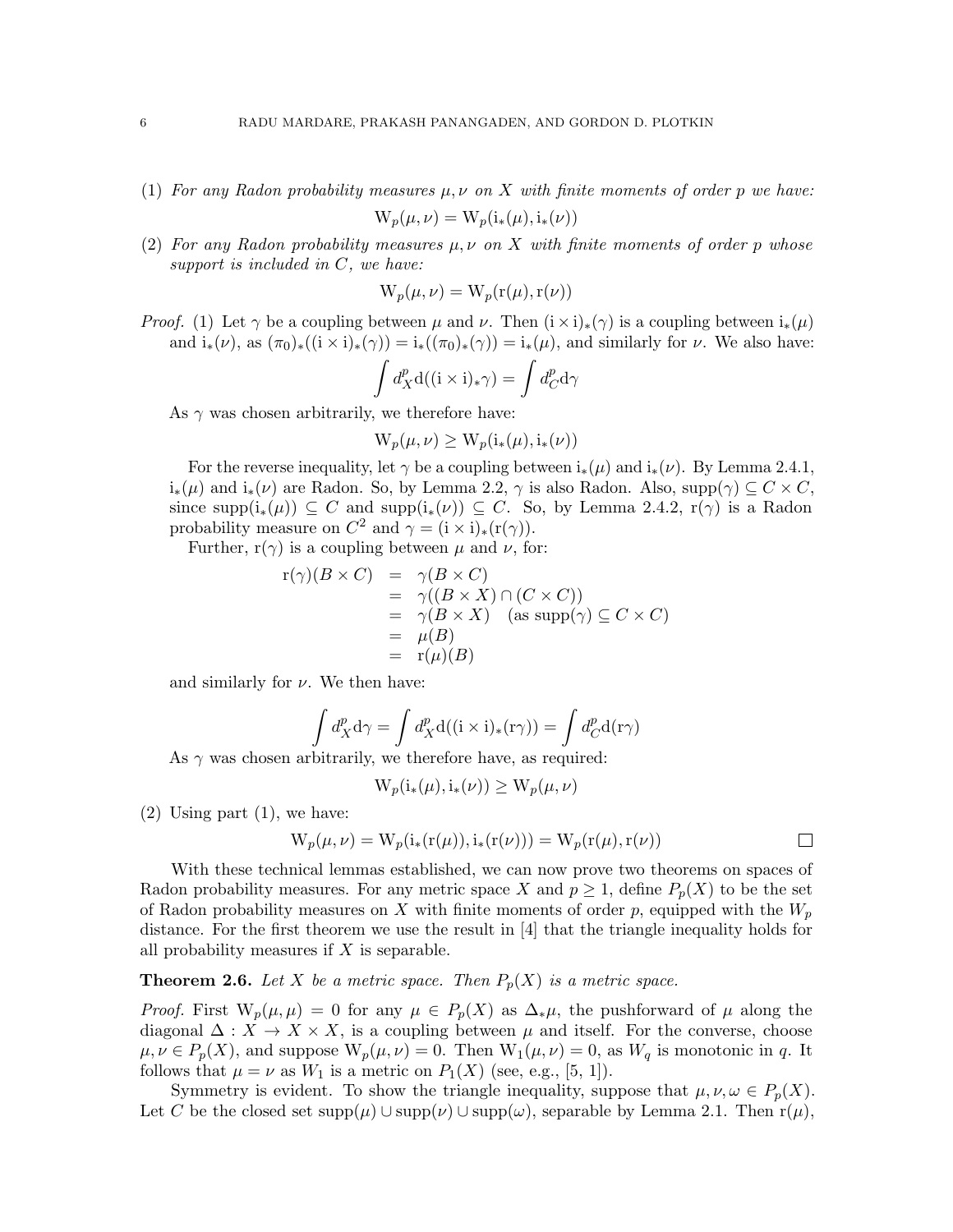(1) *For any Radon probability measures $\mu, \nu$ on $X$ with finite moments of order $p$ we have:*

$$\mathrm{W}_p(\mu, \nu) = \mathrm{W}_p(\mathrm{i}_*(\mu), \mathrm{i}_*(\nu))$$

(2) *For any Radon probability measures $\mu, \nu$ on $X$ with finite moments of order $p$ whose support is included in $C$, we have:*

$$\mathrm{W}_p(\mu, \nu) = \mathrm{W}_p(\mathrm{r}(\mu), \mathrm{r}(\nu))$$

*Proof.* (1) Let $\gamma$ be a coupling between $\mu$ and $\nu$. Then $(\mathrm{i} \times \mathrm{i})_*(\gamma)$ is a coupling between $\mathrm{i}_*(\mu)$ and $\mathrm{i}_*(\nu)$, as $(\pi_0)_*((\mathrm{i} \times \mathrm{i})_*(\gamma)) = \mathrm{i}_*((\pi_0)_*(\gamma)) = \mathrm{i}_*(\mu)$, and similarly for $\nu$. We also have:

$$\int d_X^p \mathrm{d}((\mathrm{i} \times \mathrm{i})_* \gamma) = \int d_C^p \mathrm{d}\gamma$$

As $\gamma$ was chosen arbitrarily, we therefore have:

$$\mathrm{W}_p(\mu, \nu) \geq \mathrm{W}_p(\mathrm{i}_*(\mu), \mathrm{i}_*(\nu))$$

For the reverse inequality, let $\gamma$ be a coupling between $\mathrm{i}_*(\mu)$ and $\mathrm{i}_*(\nu)$. By Lemma 2.4.1, $\mathrm{i}_*(\mu)$ and $\mathrm{i}_*(\nu)$ are Radon. So, by Lemma 2.2, $\gamma$ is also Radon. Also, $\mathrm{supp}(\gamma) \subseteq C \times C$, since $\mathrm{supp}(\mathrm{i}_*(\mu)) \subseteq C$ and $\mathrm{supp}(\mathrm{i}_*(\nu)) \subseteq C$. So, by Lemma 2.4.2, $\mathrm{r}(\gamma)$ is a Radon probability measure on $C^2$ and $\gamma = (\mathrm{i} \times \mathrm{i})_*(\mathrm{r}(\gamma))$.

Further, $\mathrm{r}(\gamma)$ is a coupling between $\mu$ and $\nu$, for:

$$\begin{array}{rcl} \mathrm{r}(\gamma)(B \times C) & = & \gamma(B \times C) \\ & = & \gamma((B \times X) \cap (C \times C)) \\ & = & \gamma(B \times X) \quad (\text{as } \mathrm{supp}(\gamma) \subseteq C \times C) \\ & = & \mu(B) \\ & = & \mathrm{r}(\mu)(B) \end{array}$$

and similarly for $\nu$. We then have:

$$\int d_X^p \mathrm{d}\gamma = \int d_X^p \mathrm{d}((\mathrm{i} \times \mathrm{i})_*(\mathrm{r}\gamma)) = \int d_C^p \mathrm{d}(\mathrm{r}\gamma)$$

As $\gamma$ was chosen arbitrarily, we therefore have, as required:

$$\mathrm{W}_p(\mathrm{i}_*(\mu), \mathrm{i}_*(\nu)) \geq \mathrm{W}_p(\mu, \nu)$$

(2) Using part (1), we have:

$$\mathrm{W}_p(\mu, \nu) = \mathrm{W}_p(\mathrm{i}_*(\mathrm{r}(\mu)), \mathrm{i}_*(\mathrm{r}(\nu))) = \mathrm{W}_p(\mathrm{r}(\mu), \mathrm{r}(\nu))$$

∎

With these technical lemmas established, we can now prove two theorems on spaces of Radon probability measures. For any metric space $X$ and $p \geq 1$, define $P_p(X)$ to be the set of Radon probability measures on $X$ with finite moments of order $p$, equipped with the $W_p$ distance. For the first theorem we use the result in [4] that the triangle inequality holds for all probability measures if $X$ is separable.

**Theorem 2.6.** *Let $X$ be a metric space. Then $P_p(X)$ is a metric space.*

*Proof.* First $\mathrm{W}_p(\mu, \mu) = 0$ for any $\mu \in P_p(X)$ as $\Delta_*\mu$, the pushforward of $\mu$ along the diagonal $\Delta : X \to X \times X$, is a coupling between $\mu$ and itself. For the converse, choose $\mu, \nu \in P_p(X)$, and suppose $\mathrm{W}_p(\mu, \nu) = 0$. Then $\mathrm{W}_1(\mu, \nu) = 0$, as $W_q$ is monotonic in $q$. It follows that $\mu = \nu$ as $W_1$ is a metric on $P_1(X)$ (see, e.g., [5, 1]).

Symmetry is evident. To show the triangle inequality, suppose that $\mu, \nu, \omega \in P_p(X)$. Let $C$ be the closed set $\mathrm{supp}(\mu) \cup \mathrm{supp}(\nu) \cup \mathrm{supp}(\omega)$, separable by Lemma 2.1. Then $\mathrm{r}(\mu)$,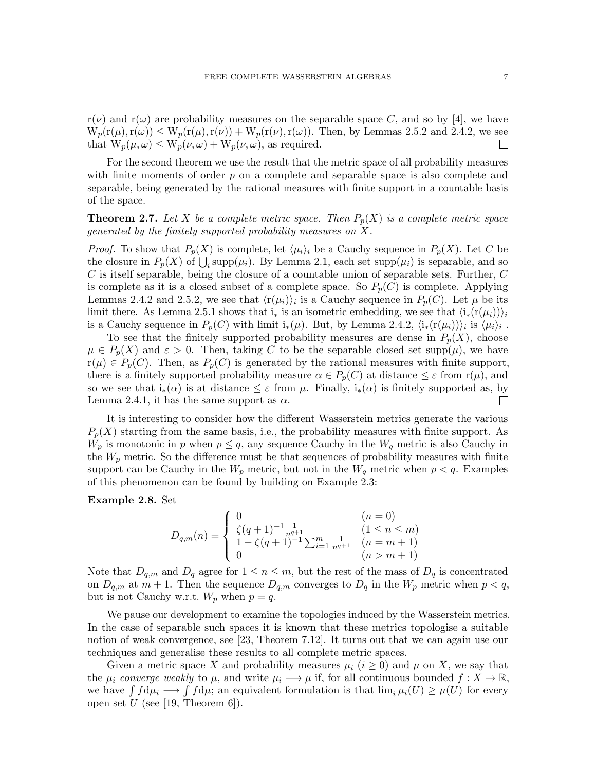$\mathrm{r}(\nu)$ and $\mathrm{r}(\omega)$ are probability measures on the separable space $C$, and so by [4], we have $\mathrm{W}_p(\mathrm{r}(\mu), \mathrm{r}(\omega)) \leq \mathrm{W}_p(\mathrm{r}(\mu), \mathrm{r}(\nu)) + \mathrm{W}_p(\mathrm{r}(\nu), \mathrm{r}(\omega))$. Then, by Lemmas 2.5.2 and 2.4.2, we see that $\mathrm{W}_p(\mu, \omega) \leq \mathrm{W}_p(\nu, \omega) + \mathrm{W}_p(\nu, \omega)$, as required. □

For the second theorem we use the result that the metric space of all probability measures with finite moments of order $p$ on a complete and separable space is also complete and separable, being generated by the rational measures with finite support in a countable basis of the space.

**Theorem 2.7.** *Let $X$ be a complete metric space. Then $P_p(X)$ is a complete metric space generated by the finitely supported probability measures on $X$.*

*Proof.* To show that $P_p(X)$ is complete, let $\langle \mu_i \rangle_i$ be a Cauchy sequence in $P_p(X)$. Let $C$ be the closure in $P_p(X)$ of $\bigcup_i \mathrm{supp}(\mu_i)$. By Lemma 2.1, each set $\mathrm{supp}(\mu_i)$ is separable, and so $C$ is itself separable, being the closure of a countable union of separable sets. Further, $C$ is complete as it is a closed subset of a complete space. So $P_p(C)$ is complete. Applying Lemmas 2.4.2 and 2.5.2, we see that $\langle \mathrm{r}(\mu_i) \rangle_i$ is a Cauchy sequence in $P_p(C)$. Let $\mu$ be its limit there. As Lemma 2.5.1 shows that $\mathrm{i}_*$ is an isometric embedding, we see that $\langle \mathrm{i}_*(\mathrm{r}(\mu_i)) \rangle_i$ is a Cauchy sequence in $P_p(C)$ with limit $\mathrm{i}_*(\mu)$. But, by Lemma 2.4.2, $\langle \mathrm{i}_*(\mathrm{r}(\mu_i)) \rangle_i$ is $\langle \mu_i \rangle_i$ .

To see that the finitely supported probability measures are dense in $P_p(X)$, choose $\mu \in P_p(X)$ and $\varepsilon > 0$. Then, taking $C$ to be the separable closed set $\mathrm{supp}(\mu)$, we have $\mathrm{r}(\mu) \in P_p(C)$. Then, as $P_p(C)$ is generated by the rational measures with finite support, there is a finitely supported probability measure $\alpha \in P_p(C)$ at distance $\leq \varepsilon$ from $\mathrm{r}(\mu)$, and so we see that $\mathrm{i}_*(\alpha)$ is at distance $\leq \varepsilon$ from $\mu$. Finally, $\mathrm{i}_*(\alpha)$ is finitely supported as, by Lemma 2.4.1, it has the same support as $\alpha$. □

It is interesting to consider how the different Wasserstein metrics generate the various $P_p(X)$ starting from the same basis, i.e., the probability measures with finite support. As $W_p$ is monotonic in $p$ when $p \leq q$, any sequence Cauchy in the $W_q$ metric is also Cauchy in the $W_p$ metric. So the difference must be that sequences of probability measures with finite support can be Cauchy in the $W_p$ metric, but not in the $W_q$ metric when $p < q$. Examples of this phenomenon can be found by building on Example 2.3:

**Example 2.8.** Set

$$D_{q,m}(n) = \begin{cases} 0 & (n = 0) \\ \zeta(q+1)^{-1} \frac{1}{n^{q+1}} & (1 \leq n \leq m) \\ 1 - \zeta(q+1)^{-1} \sum_{i=1}^{m} \frac{1}{n^{q+1}} & (n = m+1) \\ 0 & (n > m+1) \end{cases}$$

Note that $D_{q,m}$ and $D_q$ agree for $1 \leq n \leq m$, but the rest of the mass of $D_q$ is concentrated on $D_{q,m}$ at $m+1$. Then the sequence $D_{q,m}$ converges to $D_q$ in the $W_p$ metric when $p < q$, but is not Cauchy w.r.t. $W_p$ when $p = q$.

We pause our development to examine the topologies induced by the Wasserstein metrics. In the case of separable such spaces it is known that these metrics topologise a suitable notion of weak convergence, see [23, Theorem 7.12]. It turns out that we can again use our techniques and generalise these results to all complete metric spaces.

Given a metric space $X$ and probability measures $\mu_i$ $(i \geq 0)$ and $\mu$ on $X$, we say that the $\mu_i$ *converge weakly* to $\mu$, and write $\mu_i \longrightarrow \mu$ if, for all continuous bounded $f : X \to \mathbb{R}$, we have $\int f \mathrm{d}\mu_i \longrightarrow \int f \mathrm{d}\mu$; an equivalent formulation is that $\underline{\lim}_i \, \mu_i(U) \geq \mu(U)$ for every open set $U$ (see [19, Theorem 6]).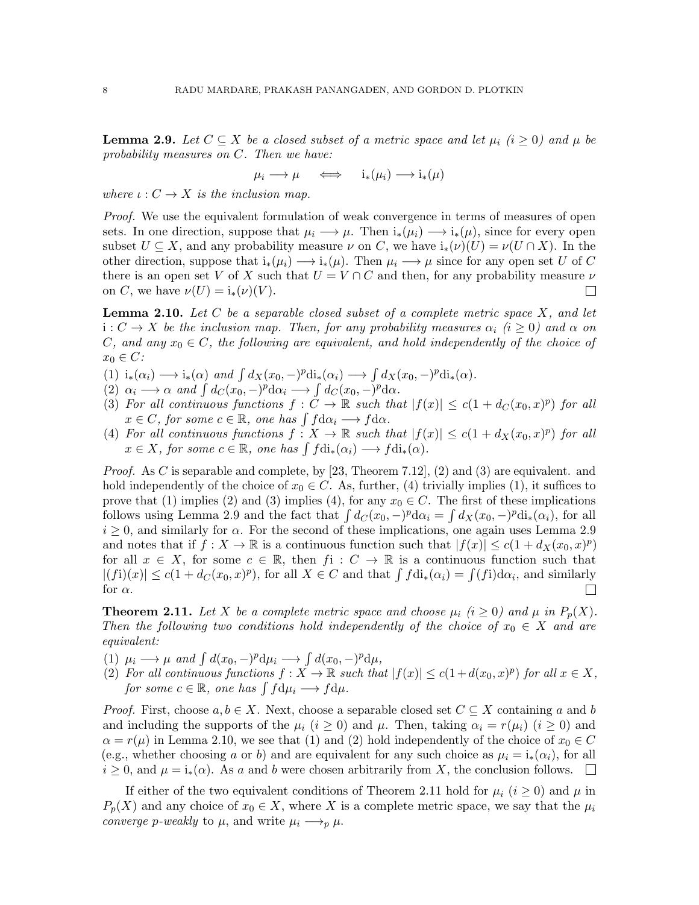**Lemma 2.9.** *Let $C \subseteq X$ be a closed subset of a metric space and let $\mu_i$ $(i \geq 0)$ and $\mu$ be probability measures on $C$. Then we have:*

$$\mu_i \longrightarrow \mu \quad \iff \quad \mathrm{i}_*(\mu_i) \longrightarrow \mathrm{i}_*(\mu)$$

*where $\iota : C \to X$ is the inclusion map.*

*Proof.* We use the equivalent formulation of weak convergence in terms of measures of open sets. In one direction, suppose that $\mu_i \longrightarrow \mu$. Then $\mathrm{i}_*(\mu_i) \longrightarrow \mathrm{i}_*(\mu)$, since for every open subset $U \subseteq X$, and any probability measure $\nu$ on $C$, we have $\mathrm{i}_*(\nu)(U) = \nu(U \cap X)$. In the other direction, suppose that $\mathrm{i}_*(\mu_i) \longrightarrow \mathrm{i}_*(\mu)$. Then $\mu_i \longrightarrow \mu$ since for any open set $U$ of $C$ there is an open set $V$ of $X$ such that $U = V \cap C$ and then, for any probability measure $\nu$ on $C$, we have $\nu(U) = \mathrm{i}_*(\nu)(V)$. □

**Lemma 2.10.** *Let $C$ be a separable closed subset of a complete metric space $X$, and let $\mathrm{i} : C \to X$ be the inclusion map. Then, for any probability measures $\alpha_i$ $(i \geq 0)$ and $\alpha$ on $C$, and any $x_0 \in C$, the following are equivalent, and hold independently of the choice of $x_0 \in C$:*

1. *$\mathrm{i}_*(\alpha_i) \longrightarrow \mathrm{i}_*(\alpha)$ and $\int d_X(x_0, -)^p \mathrm{di}_*(\alpha_i) \longrightarrow \int d_X(x_0, -)^p \mathrm{di}_*(\alpha)$.*
2. *$\alpha_i \longrightarrow \alpha$ and $\int d_C(x_0, -)^p \mathrm{d}\alpha_i \longrightarrow \int d_C(x_0, -)^p \mathrm{d}\alpha$.*
3. *For all continuous functions $f : C \to \mathbb{R}$ such that $|f(x)| \leq c(1 + d_C(x_0, x)^p)$ for all $x \in C$, for some $c \in \mathbb{R}$, one has $\int f \mathrm{d}\alpha_i \longrightarrow f \mathrm{d}\alpha$.*
4. *For all continuous functions $f : X \to \mathbb{R}$ such that $|f(x)| \leq c(1 + d_X(x_0, x)^p)$ for all $x \in X$, for some $c \in \mathbb{R}$, one has $\int f \mathrm{di}_*(\alpha_i) \longrightarrow f \mathrm{di}_*(\alpha)$.*

*Proof.* As $C$ is separable and complete, by [23, Theorem 7.12], (2) and (3) are equivalent. and hold independently of the choice of $x_0 \in C$. As, further, (4) trivially implies (1), it suffices to prove that (1) implies (2) and (3) implies (4), for any $x_0 \in C$. The first of these implications follows using Lemma 2.9 and the fact that $\int d_C(x_0, -)^p \mathrm{d}\alpha_i = \int d_X(x_0, -)^p \mathrm{di}_*(\alpha_i)$, for all $i \geq 0$, and similarly for $\alpha$. For the second of these implications, one again uses Lemma 2.9 and notes that if $f : X \to \mathbb{R}$ is a continuous function such that $|f(x)| \leq c(1 + d_X(x_0, x)^p)$ for all $x \in X$, for some $c \in \mathbb{R}$, then $f\mathrm{i} : C \to \mathbb{R}$ is a continuous function such that $|(f\mathrm{i})(x)| \leq c(1 + d_C(x_0, x)^p)$, for all $X \in C$ and that $\int f \mathrm{di}_*(\alpha_i) = \int (f\mathrm{i}) \mathrm{d}\alpha_i$, and similarly for $\alpha$. □

**Theorem 2.11.** *Let $X$ be a complete metric space and choose $\mu_i$ $(i \geq 0)$ and $\mu$ in $P_p(X)$. Then the following two conditions hold independently of the choice of $x_0 \in X$ and are equivalent:*

1. *$\mu_i \longrightarrow \mu$ and $\int d(x_0, -)^p \mathrm{d}\mu_i \longrightarrow \int d(x_0, -)^p \mathrm{d}\mu$,*
2. *For all continuous functions $f : X \to \mathbb{R}$ such that $|f(x)| \leq c(1 + d(x_0, x)^p)$ for all $x \in X$, for some $c \in \mathbb{R}$, one has $\int f \mathrm{d}\mu_i \longrightarrow f \mathrm{d}\mu$.*

*Proof.* First, choose $a, b \in X$. Next, choose a separable closed set $C \subseteq X$ containing $a$ and $b$ and including the supports of the $\mu_i$ $(i \geq 0)$ and $\mu$. Then, taking $\alpha_i = r(\mu_i)$ $(i \geq 0)$ and $\alpha = r(\mu)$ in Lemma 2.10, we see that (1) and (2) hold independently of the choice of $x_0 \in C$ (e.g., whether choosing $a$ or $b$) and are equivalent for any such choice as $\mu_i = \mathrm{i}_*(\alpha_i)$, for all $i \geq 0$, and $\mu = \mathrm{i}_*(\alpha)$. As $a$ and $b$ were chosen arbitrarily from $X$, the conclusion follows. □

If either of the two equivalent conditions of Theorem 2.11 hold for $\mu_i$ $(i \geq 0)$ and $\mu$ in $P_p(X)$ and any choice of $x_0 \in X$, where $X$ is a complete metric space, we say that the $\mu_i$ *converge p-weakly* to $\mu$, and write $\mu_i \longrightarrow_p \mu$.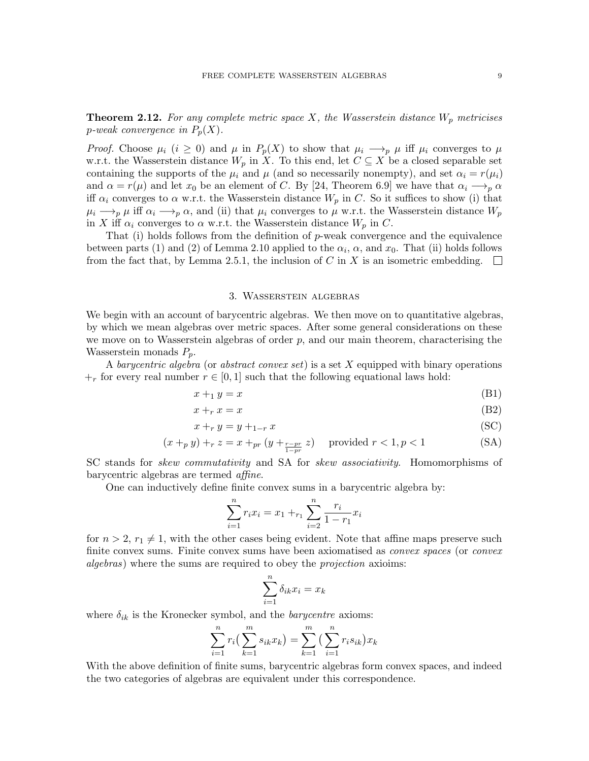**Theorem 2.12.** *For any complete metric space $X$, the Wasserstein distance $W_p$ metricises $p$-weak convergence in $P_p(X)$.*

*Proof.* Choose $\mu_i$ ($i \geq 0$) and $\mu$ in $P_p(X)$ to show that $\mu_i \longrightarrow_p \mu$ iff $\mu_i$ converges to $\mu$ w.r.t. the Wasserstein distance $W_p$ in $X$. To this end, let $C \subseteq X$ be a closed separable set containing the supports of the $\mu_i$ and $\mu$ (and so necessarily nonempty), and set $\alpha_i = r(\mu_i)$ and $\alpha = r(\mu)$ and let $x_0$ be an element of $C$. By [24, Theorem 6.9] we have that $\alpha_i \longrightarrow_p \alpha$ iff $\alpha_i$ converges to $\alpha$ w.r.t. the Wasserstein distance $W_p$ in $C$. So it suffices to show (i) that $\mu_i \longrightarrow_p \mu$ iff $\alpha_i \longrightarrow_p \alpha$, and (ii) that $\mu_i$ converges to $\mu$ w.r.t. the Wasserstein distance $W_p$ in $X$ iff $\alpha_i$ converges to $\alpha$ w.r.t. the Wasserstein distance $W_p$ in $C$.

That (i) holds follows from the definition of $p$-weak convergence and the equivalence between parts (1) and (2) of Lemma 2.10 applied to the $\alpha_i$, $\alpha$, and $x_0$. That (ii) holds follows from the fact that, by Lemma 2.5.1, the inclusion of $C$ in $X$ is an isometric embedding. □

## 3. Wasserstein algebras

We begin with an account of barycentric algebras. We then move on to quantitative algebras, by which we mean algebras over metric spaces. After some general considerations on these we move on to Wasserstein algebras of order $p$, and our main theorem, characterising the Wasserstein monads $P_p$.

A *barycentric algebra* (or *abstract convex set*) is a set $X$ equipped with binary operations $+_r$ for every real number $r \in [0, 1]$ such that the following equational laws hold:

$$x +_1 y = x \tag{B1}$$

$$x +_r x = x \tag{B2}$$

$$x +_r y = y +_{1-r} x \tag{SC}$$

$$(x +_p y) +_r z = x +_{pr} (y +_{\frac{r-pr}{1-pr}} z) \quad \text{provided } r < 1, p < 1 \tag{SA}$$

SC stands for *skew commutativity* and SA for *skew associativity*. Homomorphisms of barycentric algebras are termed *affine*.

One can inductively define finite convex sums in a barycentric algebra by:

$$\sum_{i=1}^{n} r_i x_i = x_1 +_{r_1} \sum_{i=2}^{n} \frac{r_i}{1-r_1} x_i$$

for $n > 2$, $r_1 \neq 1$, with the other cases being evident. Note that affine maps preserve such finite convex sums. Finite convex sums have been axiomatised as *convex spaces* (or *convex algebras*) where the sums are required to obey the *projection* axioims:

$$\sum_{i=1}^{n} \delta_{ik} x_i = x_k$$

where $\delta_{ik}$ is the Kronecker symbol, and the *barycentre* axioms:

$$\sum_{i=1}^{n} r_i \big(\sum_{k=1}^{m} s_{ik} x_k\big) = \sum_{k=1}^{m} \big(\sum_{i=1}^{n} r_i s_{ik}\big) x_k$$

With the above definition of finite sums, barycentric algebras form convex spaces, and indeed the two categories of algebras are equivalent under this correspondence.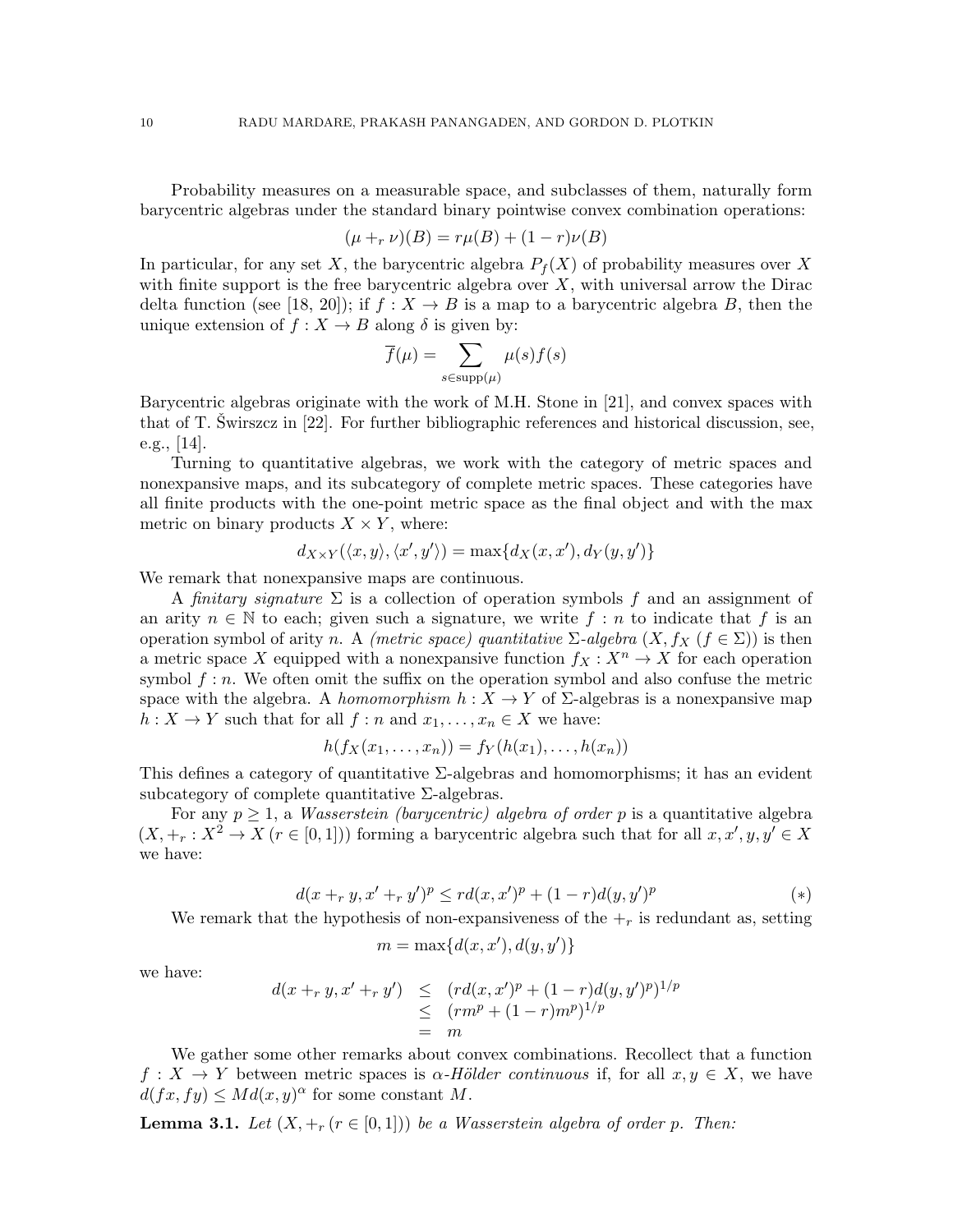Probability measures on a measurable space, and subclasses of them, naturally form barycentric algebras under the standard binary pointwise convex combination operations:

$$(\mu +_r \nu)(B) = r\mu(B) + (1-r)\nu(B)$$

In particular, for any set $X$, the barycentric algebra $P_f(X)$ of probability measures over $X$ with finite support is the free barycentric algebra over $X$, with universal arrow the Dirac delta function (see [18, 20]); if $f : X \to B$ is a map to a barycentric algebra $B$, then the unique extension of $f : X \to B$ along $\delta$ is given by:

$$\overline{f}(\mu) = \sum_{s \in \mathrm{supp}(\mu)} \mu(s) f(s)$$

Barycentric algebras originate with the work of M.H. Stone in [21], and convex spaces with that of T. Świrszcz in [22]. For further bibliographic references and historical discussion, see, e.g., [14].

Turning to quantitative algebras, we work with the category of metric spaces and nonexpansive maps, and its subcategory of complete metric spaces. These categories have all finite products with the one-point metric space as the final object and with the max metric on binary products $X \times Y$, where:

$$d_{X\times Y}(\langle x, y\rangle, \langle x', y'\rangle) = \max\{d_X(x, x'), d_Y(y, y')\}$$

We remark that nonexpansive maps are continuous.

A *finitary signature* $\Sigma$ is a collection of operation symbols $f$ and an assignment of an arity $n \in \mathbb{N}$ to each; given such a signature, we write $f : n$ to indicate that $f$ is an operation symbol of arity $n$. A *(metric space) quantitative* $\Sigma$*-algebra* $(X, f_X\ (f \in \Sigma))$ is then a metric space $X$ equipped with a nonexpansive function $f_X : X^n \to X$ for each operation symbol $f : n$. We often omit the suffix on the operation symbol and also confuse the metric space with the algebra. A *homomorphism* $h : X \to Y$ of $\Sigma$-algebras is a nonexpansive map $h : X \to Y$ such that for all $f : n$ and $x_1, \ldots, x_n \in X$ we have:

$$h(f_X(x_1, \ldots, x_n)) = f_Y(h(x_1), \ldots, h(x_n))$$

This defines a category of quantitative $\Sigma$-algebras and homomorphisms; it has an evident subcategory of complete quantitative $\Sigma$-algebras.

For any $p \geq 1$, a *Wasserstein (barycentric) algebra of order* $p$ is a quantitative algebra $(X, +_r : X^2 \to X\ (r \in [0,1]))$ forming a barycentric algebra such that for all $x, x', y, y' \in X$ we have:

$$d(x +_r y, x' +_r y')^p \leq r d(x, x')^p + (1-r) d(y, y')^p \qquad (*)$$

We remark that the hypothesis of non-expansiveness of the $+_r$ is redundant as, setting

$$m = \max\{d(x, x'), d(y, y')\}$$

we have:

$$\begin{array}{rcl} d(x +_r y, x' +_r y') & \leq & (r d(x, x')^p + (1-r) d(y, y')^p)^{1/p} \\ & \leq & (r m^p + (1-r) m^p)^{1/p} \\ & = & m \end{array}$$

We gather some other remarks about convex combinations. Recollect that a function $f : X \to Y$ between metric spaces is $\alpha$*-Hölder continuous* if, for all $x, y \in X$, we have $d(fx, fy) \leq M d(x, y)^\alpha$ for some constant $M$.

**Lemma 3.1.** *Let $(X, +_r\ (r \in [0,1]))$ be a Wasserstein algebra of order $p$. Then:*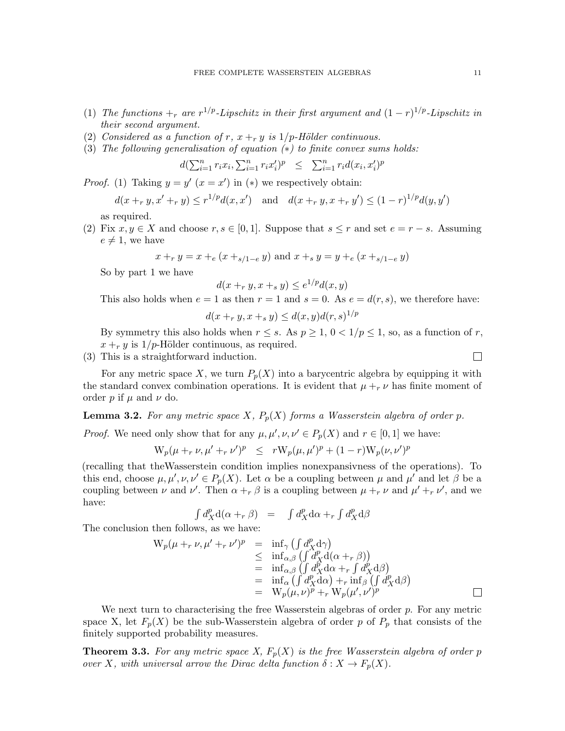(1) *The functions $+_r$ are $r^{1/p}$-Lipschitz in their first argument and $(1-r)^{1/p}$-Lipschitz in their second argument.*
(2) *Considered as a function of $r$, $x +_r y$ is $1/p$-Hölder continuous.*
(3) *The following generalisation of equation (∗) to finite convex sums holds:*

$$d(\textstyle\sum_{i=1}^n r_i x_i, \sum_{i=1}^n r_i x_i')^p \quad \leq \quad \sum_{i=1}^n r_i d(x_i, x_i')^p$$

*Proof.* (1) Taking $y = y'$ ($x = x'$) in (∗) we respectively obtain:

$$d(x +_r y, x' +_r y) \leq r^{1/p} d(x, x') \quad \text{and} \quad d(x +_r y, x +_r y') \leq (1-r)^{1/p} d(y, y')$$

as required.

(2) Fix $x, y \in X$ and choose $r, s \in [0,1]$. Suppose that $s \leq r$ and set $e = r - s$. Assuming $e \neq 1$, we have

$$x +_r y = x +_e (x +_{s/1-e} y) \text{ and } x +_s y = y +_e (x +_{s/1-e} y)$$

So by part 1 we have

$$d(x +_r y, x +_s y) \leq e^{1/p} d(x, y)$$

This also holds when $e = 1$ as then $r = 1$ and $s = 0$. As $e = d(r, s)$, we therefore have:

$$d(x +_r y, x +_s y) \leq d(x, y) d(r, s)^{1/p}$$

By symmetry this also holds when $r \leq s$. As $p \geq 1$, $0 < 1/p \leq 1$, so, as a function of $r$, $x +_r y$ is $1/p$-Hölder continuous, as required.

(3) This is a straightforward induction. □

For any metric space $X$, we turn $P_p(X)$ into a barycentric algebra by equipping it with the standard convex combination operations. It is evident that $\mu +_r \nu$ has finite moment of order $p$ if $\mu$ and $\nu$ do.

**Lemma 3.2.** *For any metric space $X$, $P_p(X)$ forms a Wasserstein algebra of order $p$.*

*Proof.* We need only show that for any $\mu, \mu', \nu, \nu' \in P_p(X)$ and $r \in [0,1]$ we have:

$$\mathrm{W}_p(\mu +_r \nu, \mu' +_r \nu')^p \quad \leq \quad r\mathrm{W}_p(\mu, \mu')^p + (1-r)\mathrm{W}_p(\nu, \nu')^p$$

(recalling that theWasserstein condition implies nonexpansivness of the operations). To this end, choose $\mu, \mu', \nu, \nu' \in P_p(X)$. Let $\alpha$ be a coupling between $\mu$ and $\mu'$ and let $\beta$ be a coupling between $\nu$ and $\nu'$. Then $\alpha +_r \beta$ is a coupling between $\mu +_r \nu$ and $\mu' +_r \nu'$, and we have:

$$\textstyle\int d_X^p \mathrm{d}(\alpha +_r \beta) \quad = \quad \int d_X^p \mathrm{d}\alpha +_r \int d_X^p \mathrm{d}\beta$$

The conclusion then follows, as we have:

$$\begin{array}{rcl}
\mathrm{W}_p(\mu +_r \nu, \mu' +_r \nu')^p & = & \inf_\gamma \left(\int d_X^p \mathrm{d}\gamma\right) \\
& \leq & \inf_{\alpha,\beta} \left(\int d_X^p \mathrm{d}(\alpha +_r \beta)\right) \\
& = & \inf_{\alpha,\beta} \left(\int d_X^p \mathrm{d}\alpha +_r \int d_X^p \mathrm{d}\beta\right) \\
& = & \inf_\alpha \left(\int d_X^p \mathrm{d}\alpha\right) +_r \inf_\beta \left(\int d_X^p \mathrm{d}\beta\right) \\
& = & \mathrm{W}_p(\mu, \nu)^p +_r \mathrm{W}_p(\mu', \nu')^p
\end{array}$$

□

We next turn to characterising the free Wasserstein algebras of order $p$. For any metric space X, let $F_p(X)$ be the sub-Wasserstein algebra of order $p$ of $P_p$ that consists of the finitely supported probability measures.

**Theorem 3.3.** *For any metric space $X$, $F_p(X)$ is the free Wasserstein algebra of order $p$ over $X$, with universal arrow the Dirac delta function $\delta : X \to F_p(X)$.*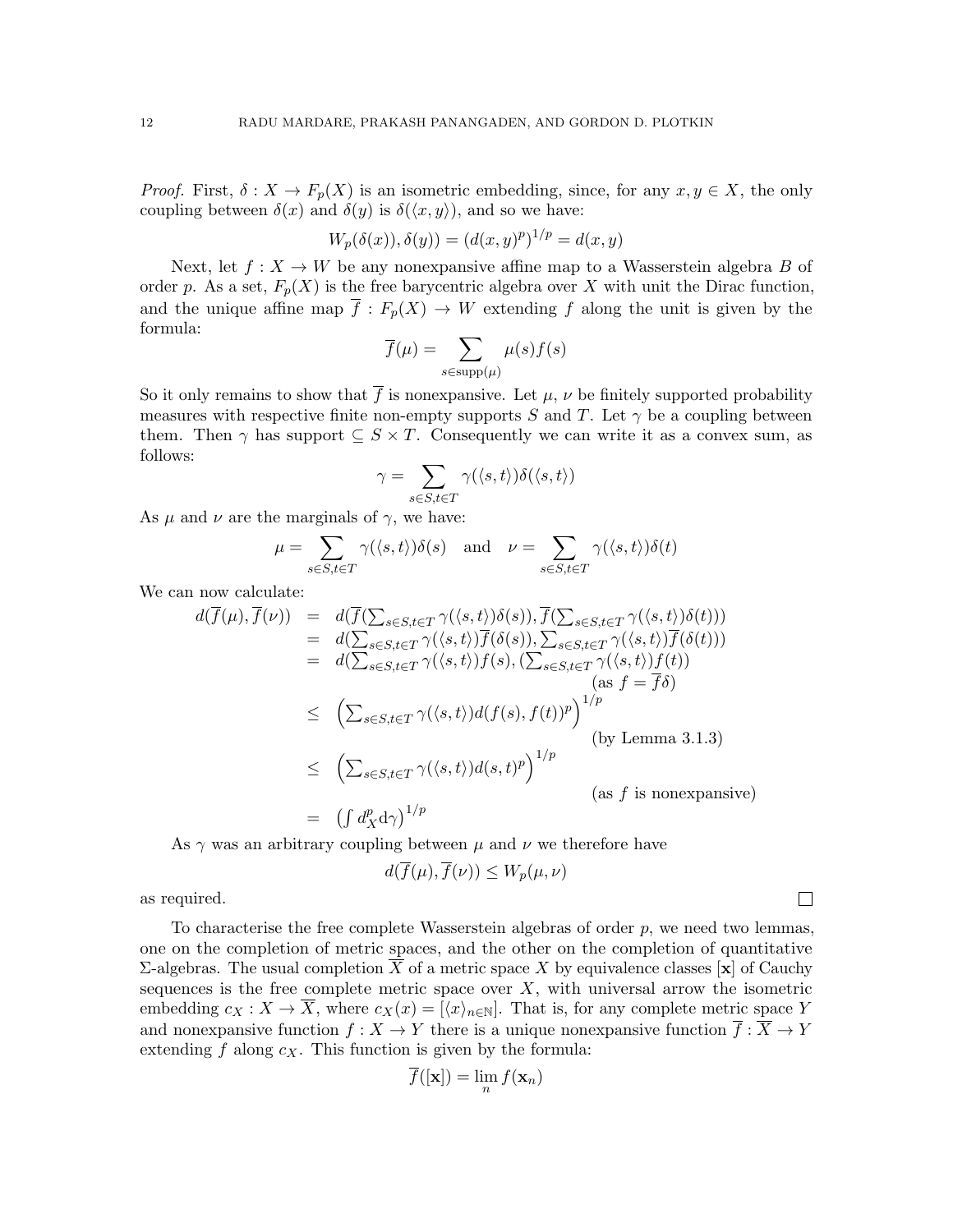*Proof.* First, $\delta : X \to F_p(X)$ is an isometric embedding, since, for any $x, y \in X$, the only coupling between $\delta(x)$ and $\delta(y)$ is $\delta(\langle x, y\rangle)$, and so we have:

$$W_p(\delta(x)), \delta(y)) = (d(x,y)^p)^{1/p} = d(x,y)$$

Next, let $f : X \to W$ be any nonexpansive affine map to a Wasserstein algebra $B$ of order $p$. As a set, $F_p(X)$ is the free barycentric algebra over $X$ with unit the Dirac function, and the unique affine map $\overline{f} : F_p(X) \to W$ extending $f$ along the unit is given by the formula:

$$\overline{f}(\mu) = \sum_{s \in \mathrm{supp}(\mu)} \mu(s) f(s)$$

So it only remains to show that $\overline{f}$ is nonexpansive. Let $\mu$, $\nu$ be finitely supported probability measures with respective finite non-empty supports $S$ and $T$. Let $\gamma$ be a coupling between them. Then $\gamma$ has support $\subseteq S \times T$. Consequently we can write it as a convex sum, as follows:

$$\gamma = \sum_{s \in S, t \in T} \gamma(\langle s, t\rangle) \delta(\langle s, t\rangle)$$

As $\mu$ and $\nu$ are the marginals of $\gamma$, we have:

$$\mu = \sum_{s \in S, t \in T} \gamma(\langle s, t\rangle)\delta(s) \quad \text{and} \quad \nu = \sum_{s \in S, t \in T} \gamma(\langle s, t\rangle)\delta(t)$$

We can now calculate:

$$\begin{array}{rcl}
d(\overline{f}(\mu), \overline{f}(\nu)) & = & d(\overline{f}(\sum_{s\in S, t\in T} \gamma(\langle s,t\rangle)\delta(s)), \overline{f}(\sum_{s\in S, t\in T} \gamma(\langle s,t\rangle)\delta(t))) \\
& = & d(\sum_{s\in S, t\in T} \gamma(\langle s,t\rangle)\overline{f}(\delta(s)), \sum_{s\in S, t\in T} \gamma(\langle s,t\rangle)\overline{f}(\delta(t))) \\
& = & d(\sum_{s\in S, t\in T} \gamma(\langle s,t\rangle) f(s), (\sum_{s\in S, t\in T} \gamma(\langle s,t\rangle) f(t)) \\
& & \qquad\qquad (\text{as } f = \overline{f}\delta) \\
& \leq & \left(\sum_{s\in S, t\in T} \gamma(\langle s,t\rangle) d(f(s), f(t))^p\right)^{1/p} \\
& & \qquad\qquad (\text{by Lemma 3.1.3}) \\
& \leq & \left(\sum_{s\in S, t\in T} \gamma(\langle s,t\rangle) d(s,t)^p\right)^{1/p} \\
& & \qquad\qquad (\text{as } f \text{ is nonexpansive}) \\
& = & \left(\int d_X^p \mathrm{d}\gamma\right)^{1/p}
\end{array}$$

As $\gamma$ was an arbitrary coupling between $\mu$ and $\nu$ we therefore have

$$d(\overline{f}(\mu), \overline{f}(\nu)) \leq W_p(\mu, \nu)$$

as required. ∎

To characterise the free complete Wasserstein algebras of order $p$, we need two lemmas, one on the completion of metric spaces, and the other on the completion of quantitative $\Sigma$-algebras. The usual completion $\overline{X}$ of a metric space $X$ by equivalence classes $[\mathbf{x}]$ of Cauchy sequences is the free complete metric space over $X$, with universal arrow the isometric embedding $c_X : X \to \overline{X}$, where $c_X(x) = [\langle x\rangle_{n\in\mathbb{N}}]$. That is, for any complete metric space $Y$ and nonexpansive function $f : X \to Y$ there is a unique nonexpansive function $\overline{f} : \overline{X} \to Y$ extending $f$ along $c_X$. This function is given by the formula:

$$\overline{f}([\mathbf{x}]) = \lim_n f(\mathbf{x}_n)$$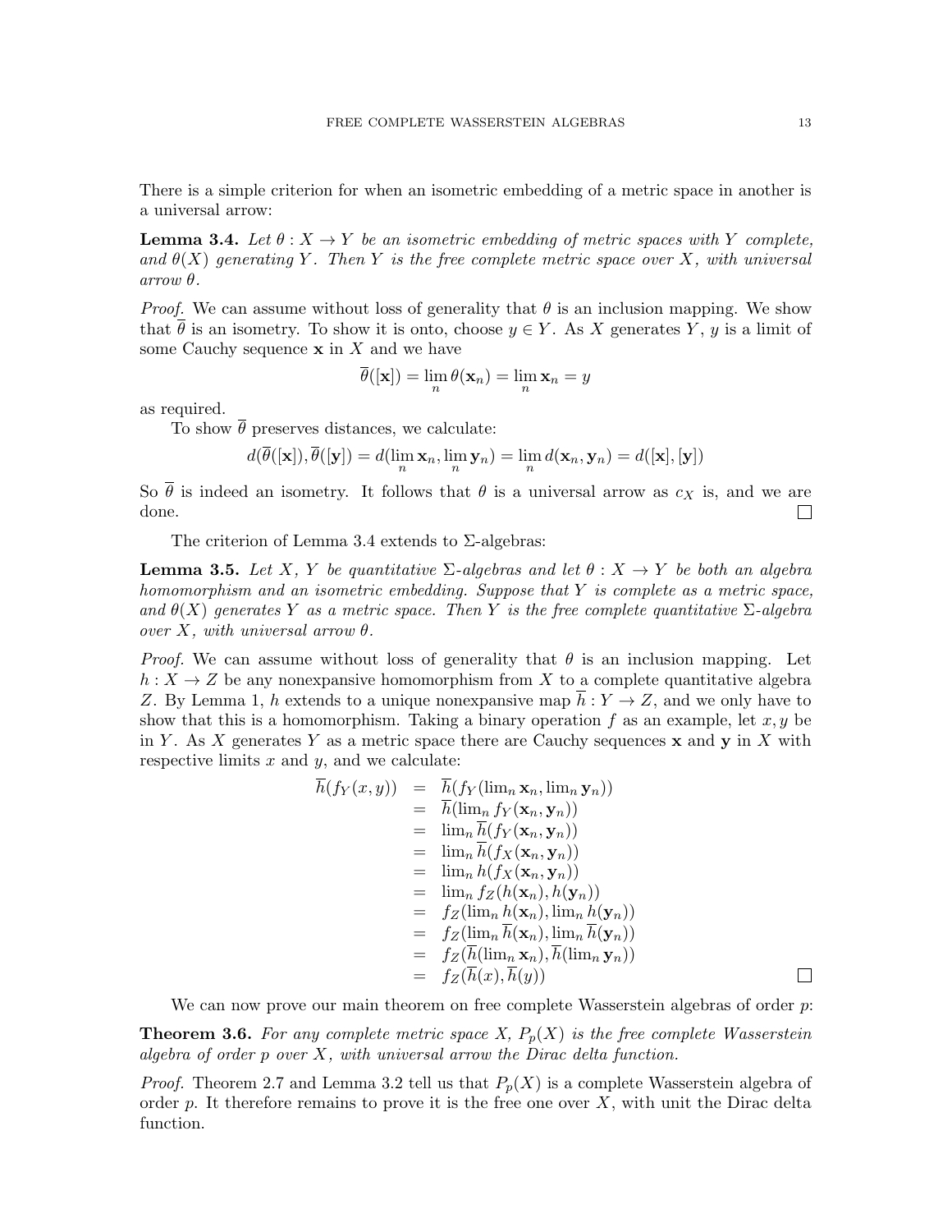There is a simple criterion for when an isometric embedding of a metric space in another is a universal arrow:

**Lemma 3.4.** *Let $\theta : X \to Y$ be an isometric embedding of metric spaces with $Y$ complete, and $\theta(X)$ generating $Y$. Then $Y$ is the free complete metric space over $X$, with universal arrow $\theta$.*

*Proof.* We can assume without loss of generality that $\theta$ is an inclusion mapping. We show that $\overline{\theta}$ is an isometry. To show it is onto, choose $y \in Y$. As $X$ generates $Y$, $y$ is a limit of some Cauchy sequence $\mathbf{x}$ in $X$ and we have

$$\overline{\theta}([\mathbf{x}]) = \lim_n \theta(\mathbf{x}_n) = \lim_n \mathbf{x}_n = y$$

as required.

To show $\overline{\theta}$ preserves distances, we calculate:

$$d(\overline{\theta}([\mathbf{x}]), \overline{\theta}([\mathbf{y}]) = d(\lim_n \mathbf{x}_n, \lim_n \mathbf{y}_n) = \lim_n d(\mathbf{x}_n, \mathbf{y}_n) = d([\mathbf{x}], [\mathbf{y}])$$

So $\overline{\theta}$ is indeed an isometry. It follows that $\theta$ is a universal arrow as $c_X$ is, and we are done. □

The criterion of Lemma 3.4 extends to $\Sigma$-algebras:

**Lemma 3.5.** *Let $X$, $Y$ be quantitative $\Sigma$-algebras and let $\theta : X \to Y$ be both an algebra homomorphism and an isometric embedding. Suppose that $Y$ is complete as a metric space, and $\theta(X)$ generates $Y$ as a metric space. Then $Y$ is the free complete quantitative $\Sigma$-algebra over $X$, with universal arrow $\theta$.*

*Proof.* We can assume without loss of generality that $\theta$ is an inclusion mapping. Let $h : X \to Z$ be any nonexpansive homomorphism from $X$ to a complete quantitative algebra $Z$. By Lemma 1, $h$ extends to a unique nonexpansive map $\overline{h} : Y \to Z$, and we only have to show that this is a homomorphism. Taking a binary operation $f$ as an example, let $x, y$ be in $Y$. As $X$ generates $Y$ as a metric space there are Cauchy sequences $\mathbf{x}$ and $\mathbf{y}$ in $X$ with respective limits $x$ and $y$, and we calculate:

$$\begin{array}{rcl}
\overline{h}(f_Y(x, y)) & = & \overline{h}(f_Y(\lim_n \mathbf{x}_n, \lim_n \mathbf{y}_n)) \\
& = & \overline{h}(\lim_n f_Y(\mathbf{x}_n, \mathbf{y}_n)) \\
& = & \lim_n \overline{h}(f_Y(\mathbf{x}_n, \mathbf{y}_n)) \\
& = & \lim_n \overline{h}(f_X(\mathbf{x}_n, \mathbf{y}_n)) \\
& = & \lim_n h(f_X(\mathbf{x}_n, \mathbf{y}_n)) \\
& = & \lim_n f_Z(h(\mathbf{x}_n), h(\mathbf{y}_n)) \\
& = & f_Z(\lim_n h(\mathbf{x}_n), \lim_n h(\mathbf{y}_n)) \\
& = & f_Z(\lim_n \overline{h}(\mathbf{x}_n), \lim_n \overline{h}(\mathbf{y}_n)) \\
& = & f_Z(\overline{h}(\lim_n \mathbf{x}_n), \overline{h}(\lim_n \mathbf{y}_n)) \\
& = & f_Z(\overline{h}(x), \overline{h}(y))
\end{array}$$

□

We can now prove our main theorem on free complete Wasserstein algebras of order $p$:

**Theorem 3.6.** *For any complete metric space $X$, $P_p(X)$ is the free complete Wasserstein algebra of order $p$ over $X$, with universal arrow the Dirac delta function.*

*Proof.* Theorem 2.7 and Lemma 3.2 tell us that $P_p(X)$ is a complete Wasserstein algebra of order $p$. It therefore remains to prove it is the free one over $X$, with unit the Dirac delta function.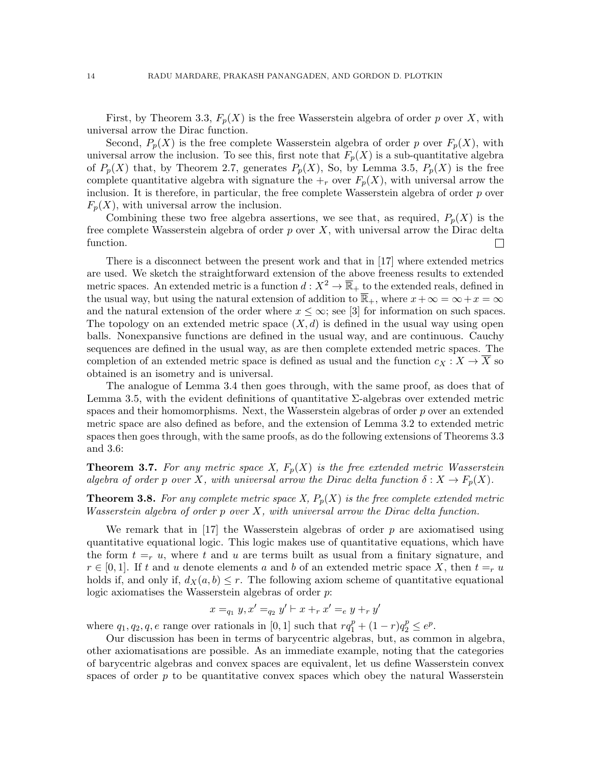First, by Theorem 3.3, $F_p(X)$ is the free Wasserstein algebra of order $p$ over $X$, with universal arrow the Dirac function.

Second, $P_p(X)$ is the free complete Wasserstein algebra of order $p$ over $F_p(X)$, with universal arrow the inclusion. To see this, first note that $F_p(X)$ is a sub-quantitative algebra of $P_p(X)$ that, by Theorem 2.7, generates $P_p(X)$, So, by Lemma 3.5, $P_p(X)$ is the free complete quantitative algebra with signature the $+_r$ over $F_p(X)$, with universal arrow the inclusion. It is therefore, in particular, the free complete Wasserstein algebra of order $p$ over $F_p(X)$, with universal arrow the inclusion.

Combining these two free algebra assertions, we see that, as required, $P_p(X)$ is the free complete Wasserstein algebra of order $p$ over $X$, with universal arrow the Dirac delta function. □

There is a disconnect between the present work and that in [17] where extended metrics are used. We sketch the straightforward extension of the above freeness results to extended metric spaces. An extended metric is a function $d : X^2 \to \overline{\mathbb{R}}_+$ to the extended reals, defined in the usual way, but using the natural extension of addition to $\overline{\mathbb{R}}_+$, where $x + \infty = \infty + x = \infty$ and the natural extension of the order where $x \leq \infty$; see [3] for information on such spaces. The topology on an extended metric space $(X, d)$ is defined in the usual way using open balls. Nonexpansive functions are defined in the usual way, and are continuous. Cauchy sequences are defined in the usual way, as are then complete extended metric spaces. The completion of an extended metric space is defined as usual and the function $c_X : X \to \overline{X}$ so obtained is an isometry and is universal.

The analogue of Lemma 3.4 then goes through, with the same proof, as does that of Lemma 3.5, with the evident definitions of quantitative $\Sigma$-algebras over extended metric spaces and their homomorphisms. Next, the Wasserstein algebras of order $p$ over an extended metric space are also defined as before, and the extension of Lemma 3.2 to extended metric spaces then goes through, with the same proofs, as do the following extensions of Theorems 3.3 and 3.6:

**Theorem 3.7.** *For any metric space $X$, $F_p(X)$ is the free extended metric Wasserstein algebra of order $p$ over $X$, with universal arrow the Dirac delta function $\delta : X \to F_p(X)$.*

**Theorem 3.8.** *For any complete metric space $X$, $P_p(X)$ is the free complete extended metric Wasserstein algebra of order $p$ over $X$, with universal arrow the Dirac delta function.*

We remark that in [17] the Wasserstein algebras of order $p$ are axiomatised using quantitative equational logic. This logic makes use of quantitative equations, which have the form $t =_r u$, where $t$ and $u$ are terms built as usual from a finitary signature, and $r \in [0, 1]$. If $t$ and $u$ denote elements $a$ and $b$ of an extended metric space $X$, then $t =_r u$ holds if, and only if, $d_X(a, b) \leq r$. The following axiom scheme of quantitative equational logic axiomatises the Wasserstein algebras of order $p$:

$$x =_{q_1} y, x' =_{q_2} y' \vdash x +_r x' =_e y +_r y'$$

where $q_1, q_2, q, e$ range over rationals in $[0, 1]$ such that $rq_1^p + (1 - r)q_2^p \leq e^p$.

Our discussion has been in terms of barycentric algebras, but, as common in algebra, other axiomatisations are possible. As an immediate example, noting that the categories of barycentric algebras and convex spaces are equivalent, let us define Wasserstein convex spaces of order $p$ to be quantitative convex spaces which obey the natural Wasserstein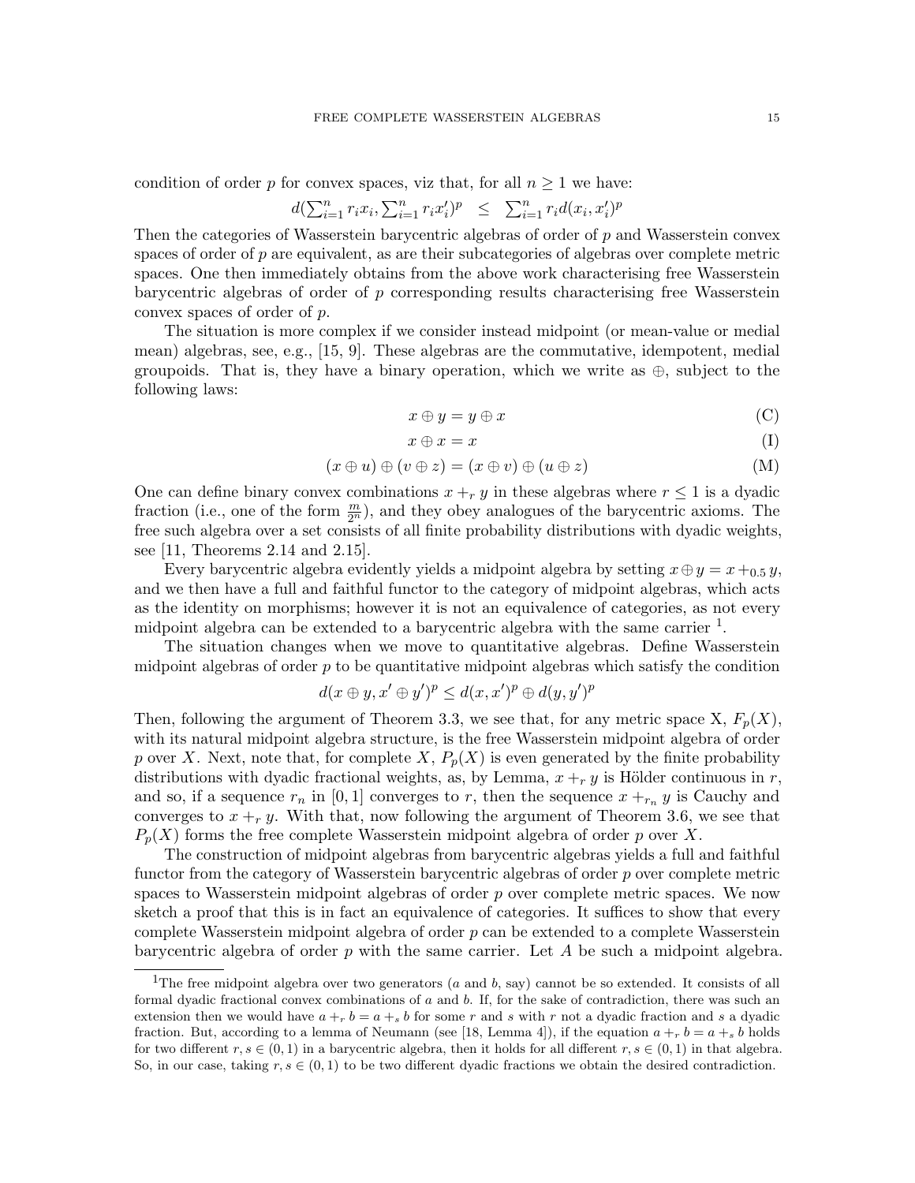condition of order $p$ for convex spaces, viz that, for all $n \geq 1$ we have:

$$d(\sum_{i=1}^n r_i x_i, \sum_{i=1}^n r_i x_i')^p \quad \leq \quad \sum_{i=1}^n r_i d(x_i, x_i')^p$$

Then the categories of Wasserstein barycentric algebras of order of $p$ and Wasserstein convex spaces of order of $p$ are equivalent, as are their subcategories of algebras over complete metric spaces. One then immediately obtains from the above work characterising free Wasserstein barycentric algebras of order of $p$ corresponding results characterising free Wasserstein convex spaces of order of $p$.

The situation is more complex if we consider instead midpoint (or mean-value or medial mean) algebras, see, e.g., [15, 9]. These algebras are the commutative, idempotent, medial groupoids. That is, they have a binary operation, which we write as $\oplus$, subject to the following laws:

$$x \oplus y = y \oplus x \tag{C}$$

$$x \oplus x = x \tag{I}$$

$$(x \oplus u) \oplus (v \oplus z) = (x \oplus v) \oplus (u \oplus z) \tag{M}$$

One can define binary convex combinations $x +_r y$ in these algebras where $r \leq 1$ is a dyadic fraction (i.e., one of the form $\frac{m}{2^n}$), and they obey analogues of the barycentric axioms. The free such algebra over a set consists of all finite probability distributions with dyadic weights, see [11, Theorems 2.14 and 2.15].

Every barycentric algebra evidently yields a midpoint algebra by setting $x \oplus y = x +_{0.5} y$, and we then have a full and faithful functor to the category of midpoint algebras, which acts as the identity on morphisms; however it is not an equivalence of categories, as not every midpoint algebra can be extended to a barycentric algebra with the same carrier [1].

The situation changes when we move to quantitative algebras. Define Wasserstein midpoint algebras of order $p$ to be quantitative midpoint algebras which satisfy the condition

$$d(x \oplus y, x' \oplus y')^p \leq d(x, x')^p \oplus d(y, y')^p$$

Then, following the argument of Theorem 3.3, we see that, for any metric space X, $F_p(X)$, with its natural midpoint algebra structure, is the free Wasserstein midpoint algebra of order $p$ over $X$. Next, note that, for complete $X$, $P_p(X)$ is even generated by the finite probability distributions with dyadic fractional weights, as, by Lemma, $x +_r y$ is Hölder continuous in $r$, and so, if a sequence $r_n$ in $[0, 1]$ converges to $r$, then the sequence $x +_{r_n} y$ is Cauchy and converges to $x +_r y$. With that, now following the argument of Theorem 3.6, we see that $P_p(X)$ forms the free complete Wasserstein midpoint algebra of order $p$ over $X$.

The construction of midpoint algebras from barycentric algebras yields a full and faithful functor from the category of Wasserstein barycentric algebras of order $p$ over complete metric spaces to Wasserstein midpoint algebras of order $p$ over complete metric spaces. We now sketch a proof that this is in fact an equivalence of categories. It suffices to show that every complete Wasserstein midpoint algebra of order $p$ can be extended to a complete Wasserstein barycentric algebra of order $p$ with the same carrier. Let $A$ be such a midpoint algebra.

---

[1] The free midpoint algebra over two generators ($a$ and $b$, say) cannot be so extended. It consists of all formal dyadic fractional convex combinations of $a$ and $b$. If, for the sake of contradiction, there was such an extension then we would have $a +_r b = a +_s b$ for some $r$ and $s$ with $r$ not a dyadic fraction and $s$ a dyadic fraction. But, according to a lemma of Neumann (see [18, Lemma 4]), if the equation $a +_r b = a +_s b$ holds for two different $r, s \in (0, 1)$ in a barycentric algebra, then it holds for all different $r, s \in (0, 1)$ in that algebra. So, in our case, taking $r, s \in (0, 1)$ to be two different dyadic fractions we obtain the desired contradiction.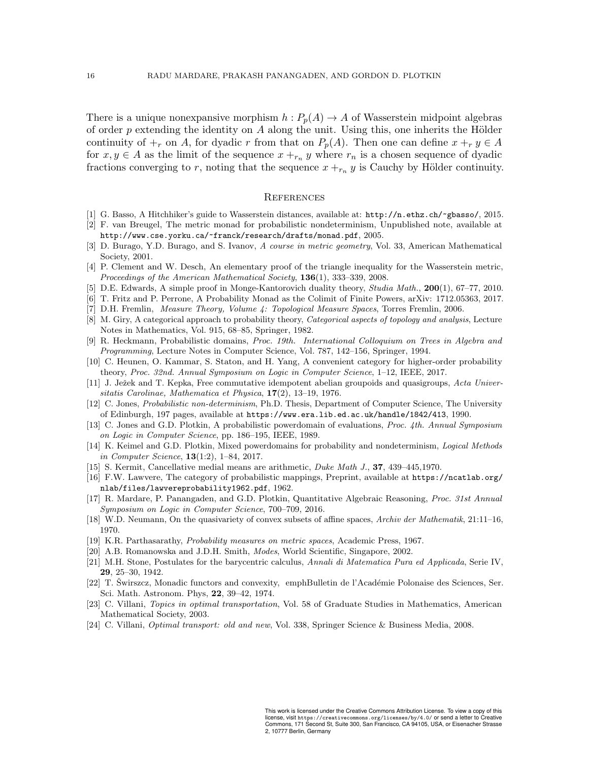There is a unique nonexpansive morphism $h : P_p(A) \to A$ of Wasserstein midpoint algebras of order $p$ extending the identity on $A$ along the unit. Using this, one inherits the Hölder continuity of $+_r$ on $A$, for dyadic $r$ from that on $P_p(A)$. Then one can define $x +_r y \in A$ for $x, y \in A$ as the limit of the sequence $x +_{r_n} y$ where $r_n$ is a chosen sequence of dyadic fractions converging to $r$, noting that the sequence $x +_{r_n} y$ is Cauchy by Hölder continuity.

## References

[1] G. Basso, A Hitchhiker's guide to Wasserstein distances, available at: `http://n.ethz.ch/~gbasso/`, 2015.

[2] F. van Breugel, The metric monad for probabilistic nondeterminism, Unpublished note, available at `http://www.cse.yorku.ca/~franck/research/drafts/monad.pdf`, 2005.

[3] D. Burago, Y.D. Burago, and S. Ivanov, *A course in metric geometry*, Vol. 33, American Mathematical Society, 2001.

[4] P. Clement and W. Desch, An elementary proof of the triangle inequality for the Wasserstein metric, *Proceedings of the American Mathematical Society*, **136**(1), 333–339, 2008.

[5] D.E. Edwards, A simple proof in Monge-Kantorovich duality theory, *Studia Math.*, **200**(1), 67–77, 2010.

[6] T. Fritz and P. Perrone, A Probability Monad as the Colimit of Finite Powers, arXiv: 1712.05363, 2017.

[7] D.H. Fremlin, *Measure Theory, Volume 4: Topological Measure Spaces*, Torres Fremlin, 2006.

[8] M. Giry, A categorical approach to probability theory, *Categorical aspects of topology and analysis*, Lecture Notes in Mathematics, Vol. 915, 68–85, Springer, 1982.

[9] R. Heckmann, Probabilistic domains, *Proc. 19th. International Colloquium on Trees in Algebra and Programming*, Lecture Notes in Computer Science, Vol. 787, 142–156, Springer, 1994.

[10] C. Heunen, O. Kammar, S. Staton, and H. Yang, A convenient category for higher-order probability theory, *Proc. 32nd. Annual Symposium on Logic in Computer Science*, 1–12, IEEE, 2017.

[11] J. Ježek and T. Kepka, Free commutative idempotent abelian groupoids and quasigroups, *Acta Universitatis Carolinae, Mathematica et Physica*, **17**(2), 13–19, 1976.

[12] C. Jones, *Probabilistic non-determinism*, Ph.D. Thesis, Department of Computer Science, The University of Edinburgh, 197 pages, available at `https://www.era.lib.ed.ac.uk/handle/1842/413`, 1990.

[13] C. Jones and G.D. Plotkin, A probabilistic powerdomain of evaluations, *Proc. 4th. Annual Symposium on Logic in Computer Science*, pp. 186–195, IEEE, 1989.

[14] K. Keimel and G.D. Plotkin, Mixed powerdomains for probability and nondeterminism, *Logical Methods in Computer Science*, **13**(1:2), 1–84, 2017.

[15] S. Kermit, Cancellative medial means are arithmetic, *Duke Math J.*, **37**, 439–445,1970.

[16] F.W. Lawvere, The category of probabilistic mappings, Preprint, available at `https://ncatlab.org/nlab/files/lawvereprobability1962.pdf`, 1962.

[17] R. Mardare, P. Panangaden, and G.D. Plotkin, Quantitative Algebraic Reasoning, *Proc. 31st Annual Symposium on Logic in Computer Science*, 700–709, 2016.

[18] W.D. Neumann, On the quasivariety of convex subsets of affine spaces, *Archiv der Mathematik*, 21:11–16, 1970.

[19] K.R. Parthasarathy, *Probability measures on metric spaces*, Academic Press, 1967.

[20] A.B. Romanowska and J.D.H. Smith, *Modes*, World Scientific, Singapore, 2002.

[21] M.H. Stone, Postulates for the barycentric calculus, *Annali di Matematica Pura ed Applicada*, Serie IV, **29**, 25–30, 1942.

[22] T. Świrszcz, Monadic functors and convexity, emphBulletin de l'Académie Polonaise des Sciences, Ser. Sci. Math. Astronom. Phys, **22**, 39–42, 1974.

[23] C. Villani, *Topics in optimal transportation*, Vol. 58 of Graduate Studies in Mathematics, American Mathematical Society, 2003.

[24] C. Villani, *Optimal transport: old and new*, Vol. 338, Springer Science & Business Media, 2008.

This work is licensed under the Creative Commons Attribution License. To view a copy of this license, visit `https://creativecommons.org/licenses/by/4.0/` or send a letter to Creative Commons, 171 Second St, Suite 300, San Francisco, CA 94105, USA, or Eisenacher Strasse 2, 10777 Berlin, Germany